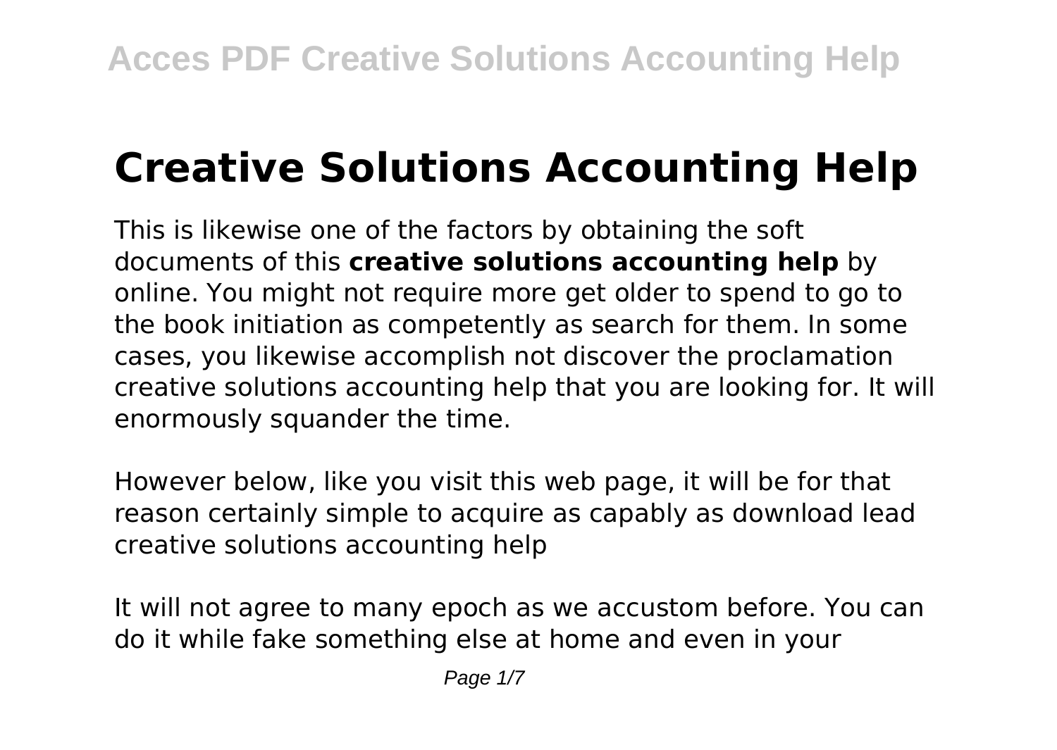# Creative Solutions Accounting Help

This is likewise one of the factors by obtaining the soft documents of this **creative solutions accounting help** by online. You might not require more get older to spend to go to the book initiation as competently as search for them. In some cases, you likewise accomplish not discover the proclamation creative solutions accounting help that you are looking for. It will enormously squander the time.

However below, like you visit this web page, it will be for that reason certainly simple to acquire as capably as download lead creative solutions accounting help

It will not agree to many epoch as we accustom before. You can do it while fake something else at home and even in your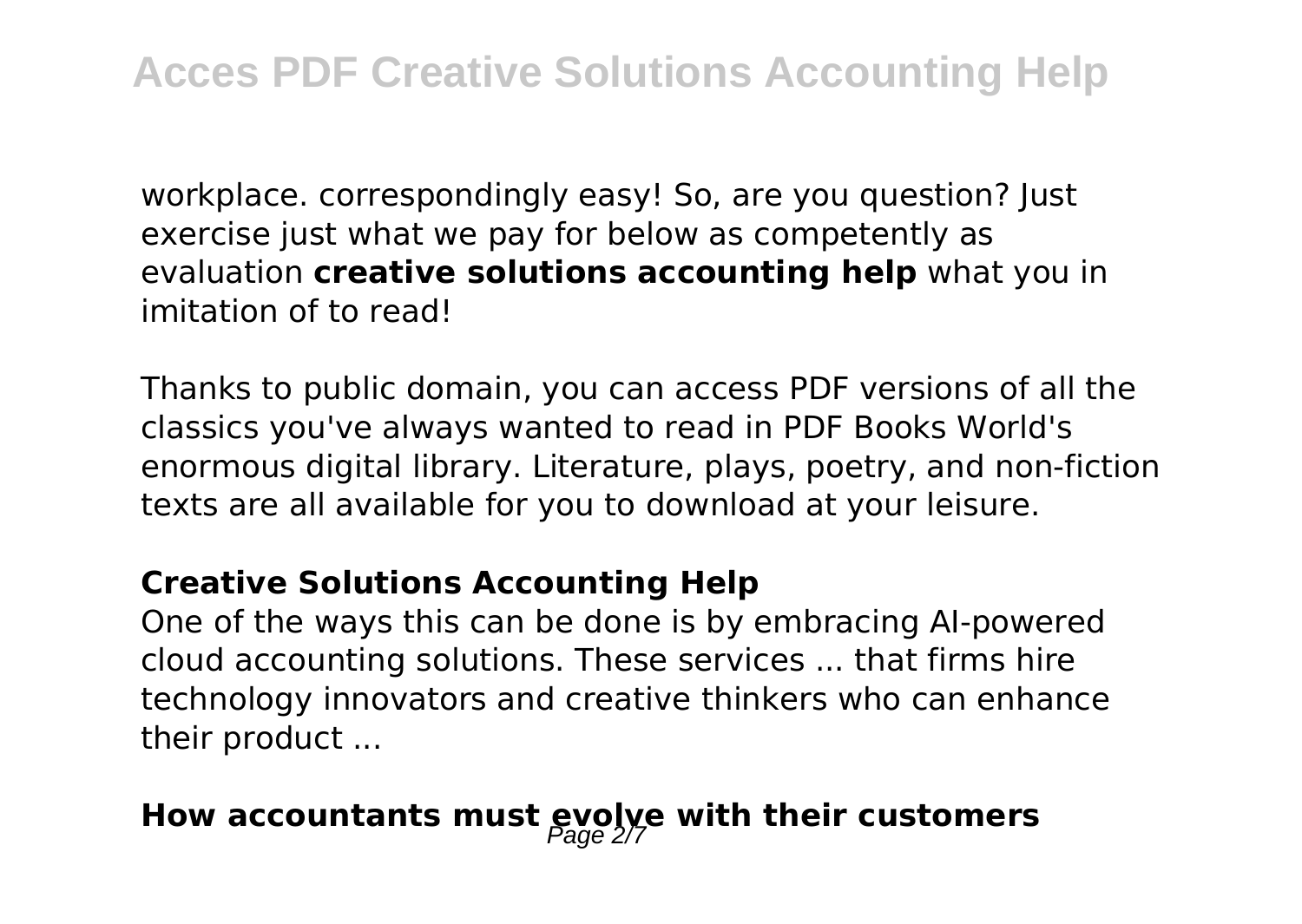workplace. correspondingly easy! So, are you question? Just exercise just what we pay for below as competently as evaluation **creative solutions accounting help** what you in imitation of to read!

Thanks to public domain, you can access PDF versions of all the classics you've always wanted to read in PDF Books World's enormous digital library. Literature, plays, poetry, and non-fiction texts are all available for you to download at your leisure.

### Creative Solutions Accounting Help

One of the ways this can be done is by embracing AI-powered cloud accounting solutions. These services ... that firms hire technology innovators and creative thinkers who can enhance their product ...

## How accountants must evolve with their customers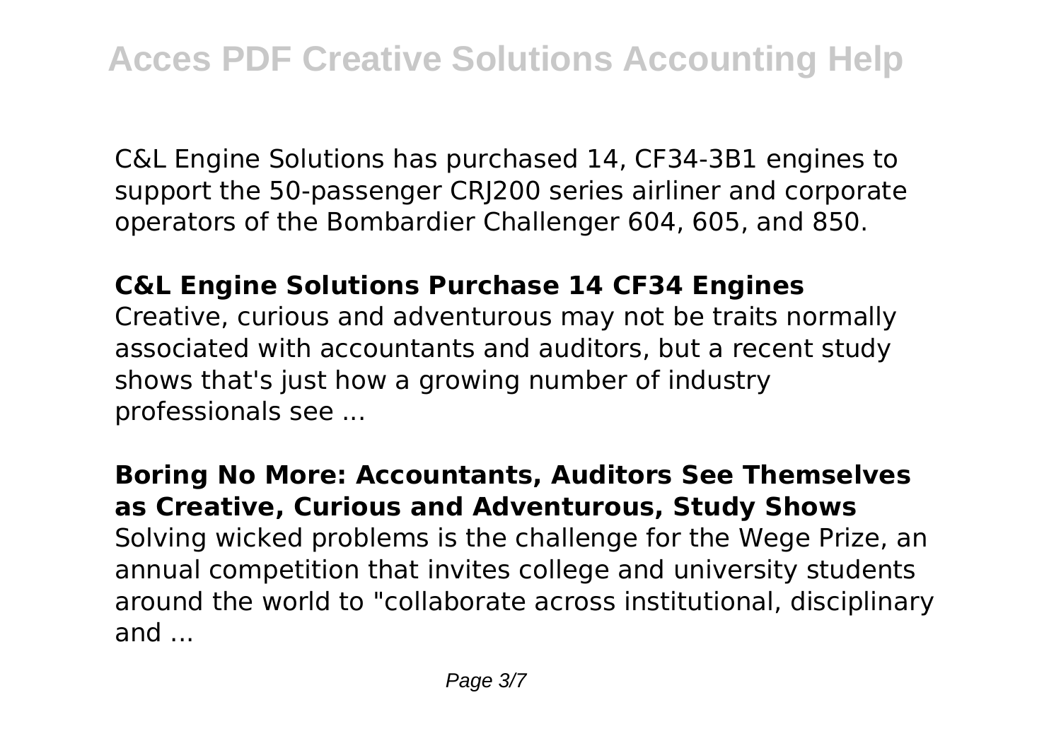C&L Engine Solutions has purchased 14, CF34-3B1 engines to support the 50-passenger CRJ200 series airliner and corporate operators of the Bombardier Challenger 604, 605, and 850.

## C&L Engine Solutions Purchase 14 CF34 Engines

Creative, curious and adventurous may not be traits normally associated with accountants and auditors, but a recent study shows that's just how a growing number of industry professionals see ...

## Boring No More: Accountants, Auditors See Themselves as Creative, Curious and Adventurous, Study Shows

Solving wicked problems is the challenge for the Wege Prize, an annual competition that invites college and university students around the world to "collaborate across institutional, disciplinary and ...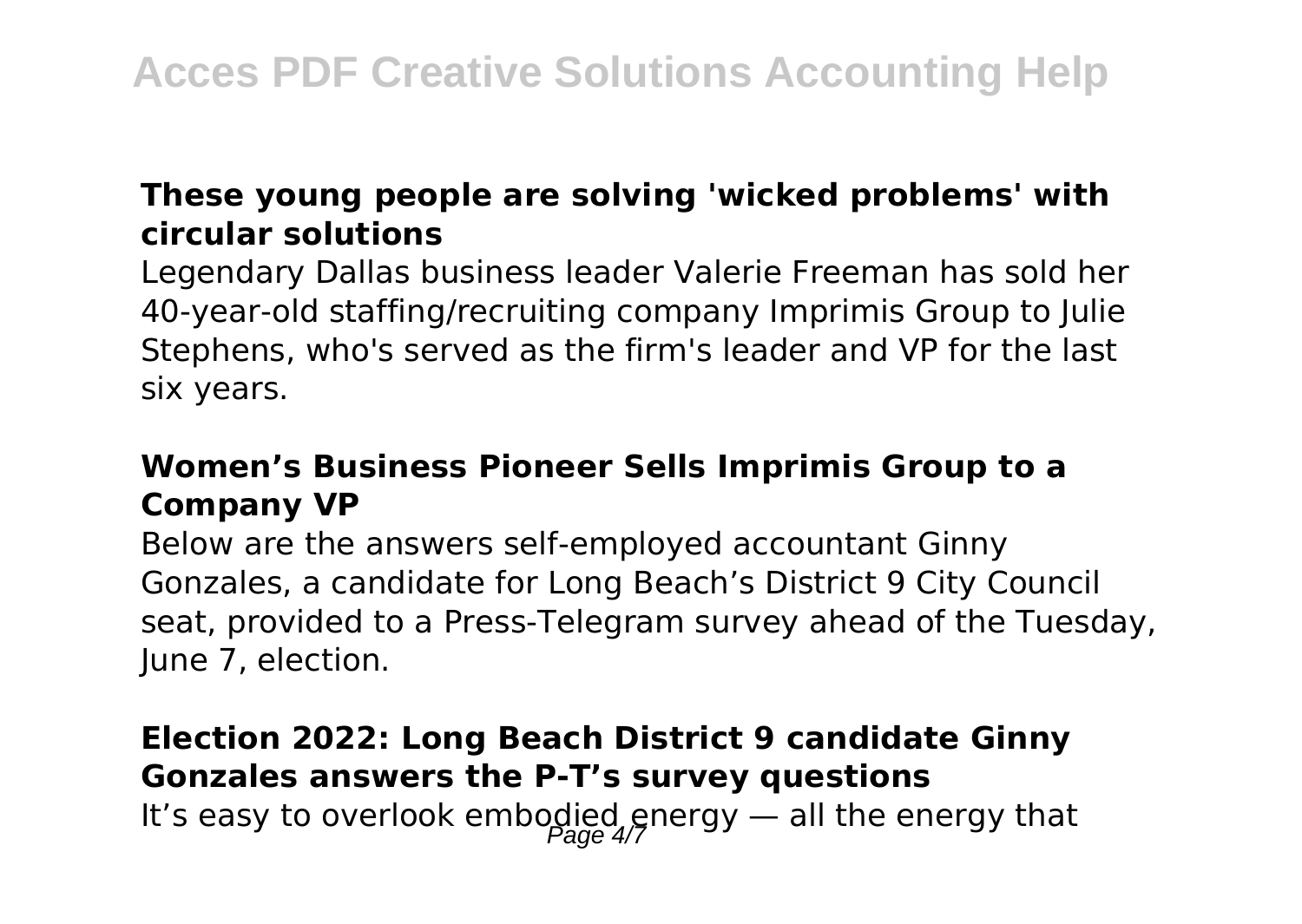### These young people are solving 'wicked problems' with circular solutions

Legendary Dallas business leader Valerie Freeman has sold her 40-year-old staffing/recruiting company Imprimis Group to Julie Stephens, who's served as the firm's leader and VP for the last six years.

### Women's Business Pioneer Sells Imprimis Group to a Company VP

Below are the answers self-employed accountant Ginny Gonzales, a candidate for Long Beach's District 9 City Council seat, provided to a Press-Telegram survey ahead of the Tuesday, June 7, election.

### Election 2022: Long Beach District 9 candidate Ginny Gonzales answers the P-T's survey questions

It's easy to overlook embodied energy — all the energy that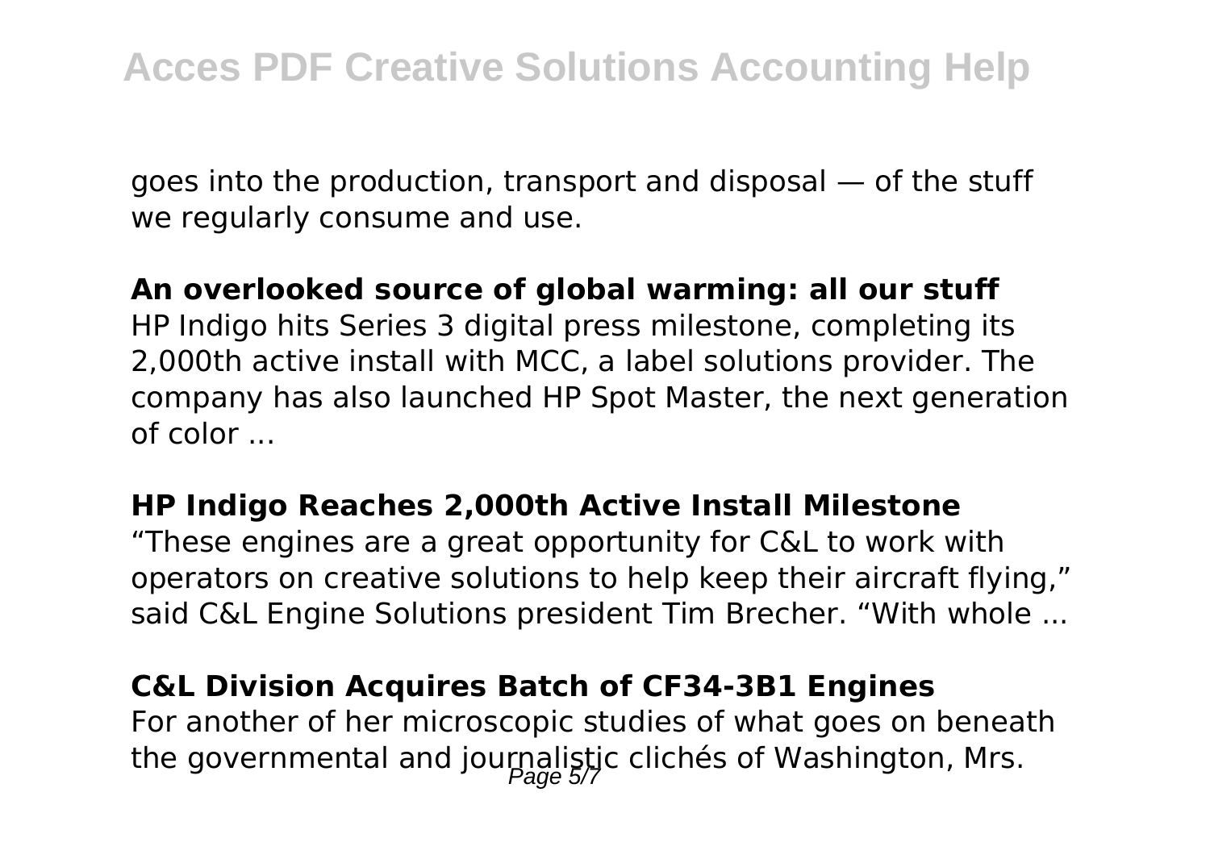goes into the production, transport and disposal — of the stuff we regularly consume and use.

**An overlooked source of global warming: all our stuff**

HP Indigo hits Series 3 digital press milestone, completing its 2,000th active install with MCC, a label solutions provider. The company has also launched HP Spot Master, the next generation of color ...

**HP Indigo Reaches 2,000th Active Install Milestone**

"These engines are a great opportunity for C&L to work with operators on creative solutions to help keep their aircraft flying," said C&L Engine Solutions president Tim Brecher. "With whole ...

**C&L Division Acquires Batch of CF34-3B1 Engines**

For another of her microscopic studies of what goes on beneath the governmental and journalistic clichés of Washington, Mrs.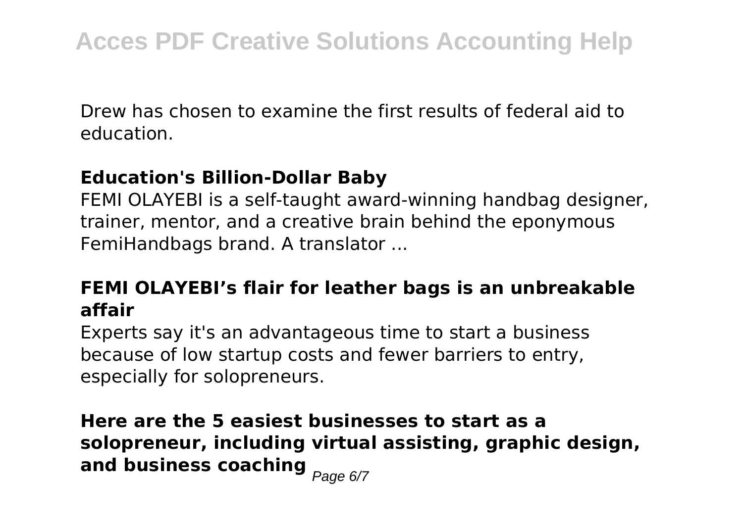Drew has chosen to examine the first results of federal aid to education.

**Education's Billion-Dollar Baby**

FEMI OLAYEBI is a self-taught award-winning handbag designer, trainer, mentor, and a creative brain behind the eponymous FemiHandbags brand. A translator ...

**FEMI OLAYEBI's flair for leather bags is an unbreakable affair**

Experts say it's an advantageous time to start a business because of low startup costs and fewer barriers to entry, especially for solopreneurs.

**Here are the 5 easiest businesses to start as a solopreneur, including virtual assisting, graphic design, and business coaching**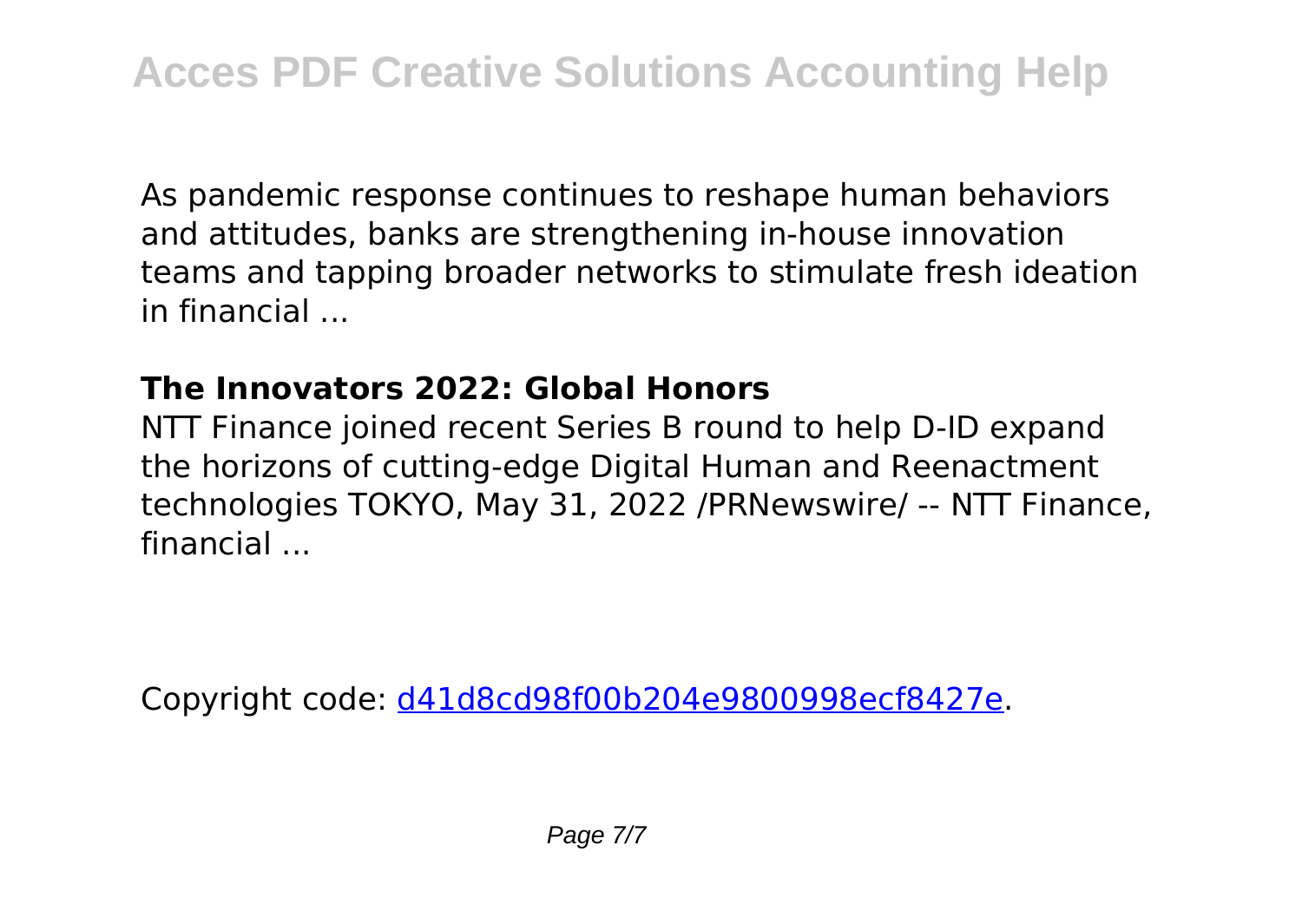As pandemic response continues to reshape human behaviors and attitudes, banks are strengthening in-house innovation teams and tapping broader networks to stimulate fresh ideation in financial ...

**The Innovators 2022: Global Honors**

NTT Finance joined recent Series B round to help D-ID expand the horizons of cutting-edge Digital Human and Reenactment technologies TOKYO, May 31, 2022 /PRNewswire/ -- NTT Finance, financial ...

Copyright code: d41d8cd98f00b204e9800998ecf8427e.